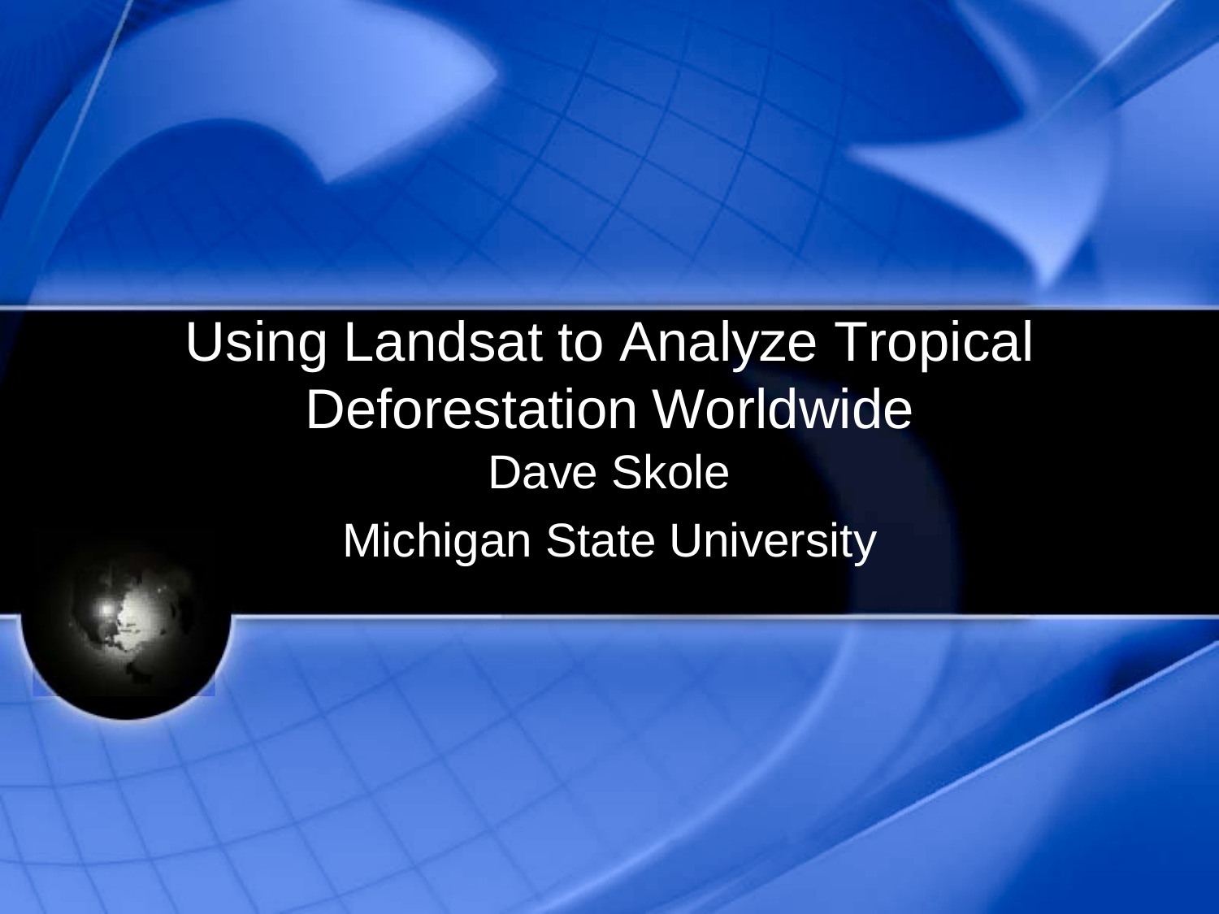# Using Landsat to Analyze Tropical Deforestation Worldwide

Dave Skole

Michigan State University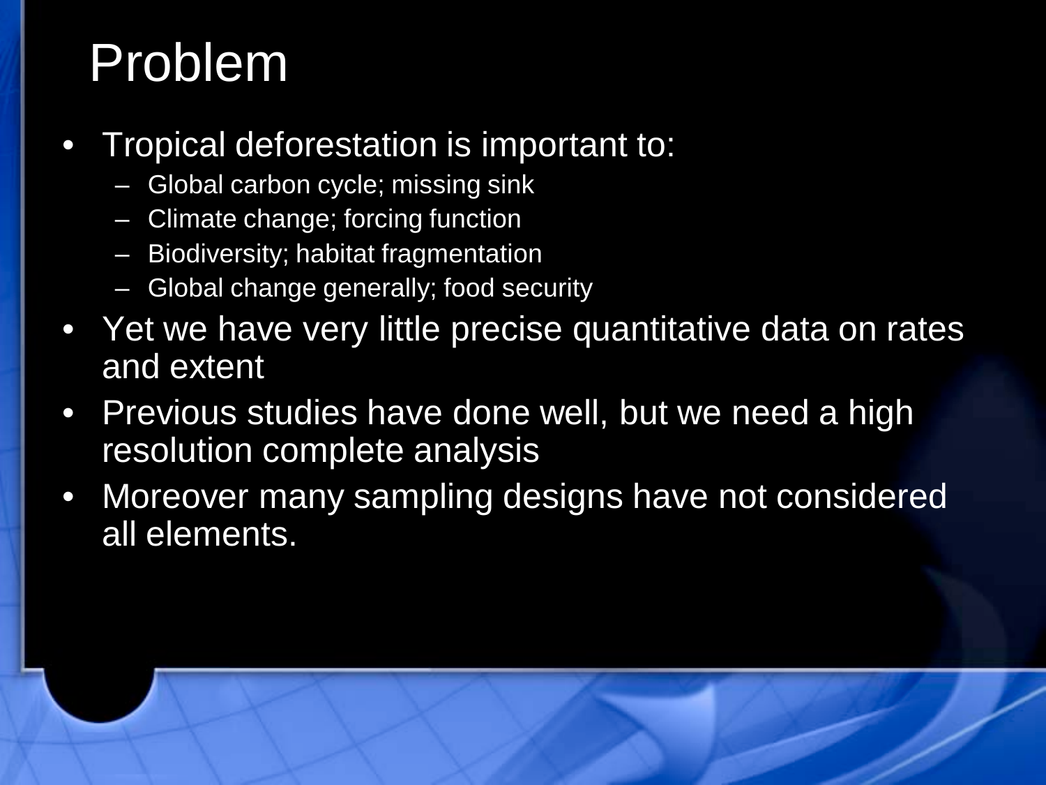# Problem

- Tropical deforestation is important to:
  - Global carbon cycle; missing sink
  - Climate change; forcing function
  - Biodiversity; habitat fragmentation
  - Global change generally; food security
- Yet we have very little precise quantitative data on rates and extent
- Previous studies have done well, but we need a high resolution complete analysis
- Moreover many sampling designs have not considered all elements.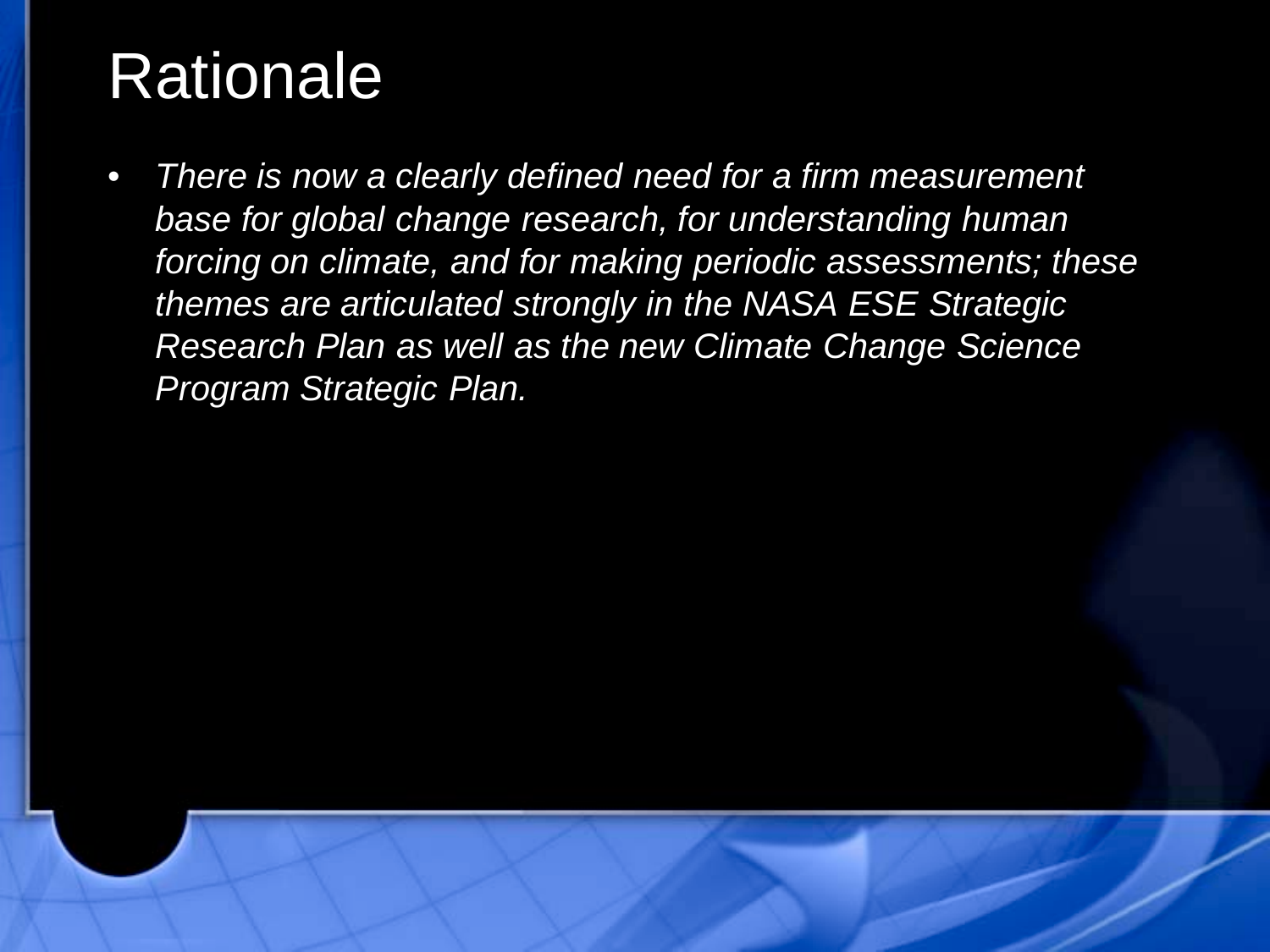# Rationale

- *There is now a clearly defined need for a firm measurement base for global change research, for understanding human forcing on climate, and for making periodic assessments; these themes are articulated strongly in the NASA ESE Strategic Research Plan as well as the new Climate Change Science Program Strategic Plan.*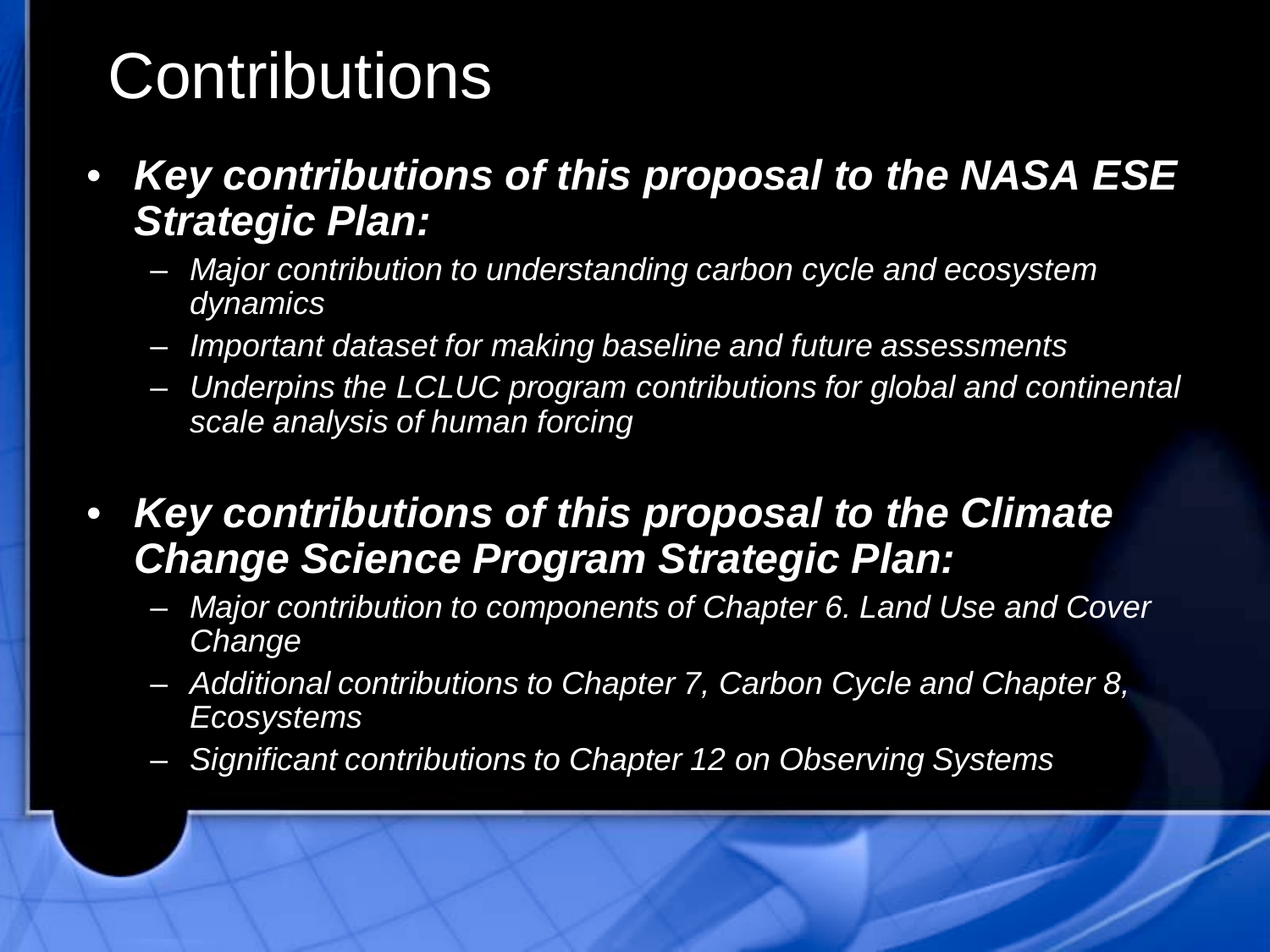# Contributions

- ***Key contributions of this proposal to the NASA ESE Strategic Plan:***
  - *Major contribution to understanding carbon cycle and ecosystem dynamics*
  - *Important dataset for making baseline and future assessments*
  - *Underpins the LCLUC program contributions for global and continental scale analysis of human forcing*
- ***Key contributions of this proposal to the Climate Change Science Program Strategic Plan:***
  - *Major contribution to components of Chapter 6. Land Use and Cover Change*
  - *Additional contributions to Chapter 7, Carbon Cycle and Chapter 8, Ecosystems*
  - *Significant contributions to Chapter 12 on Observing Systems*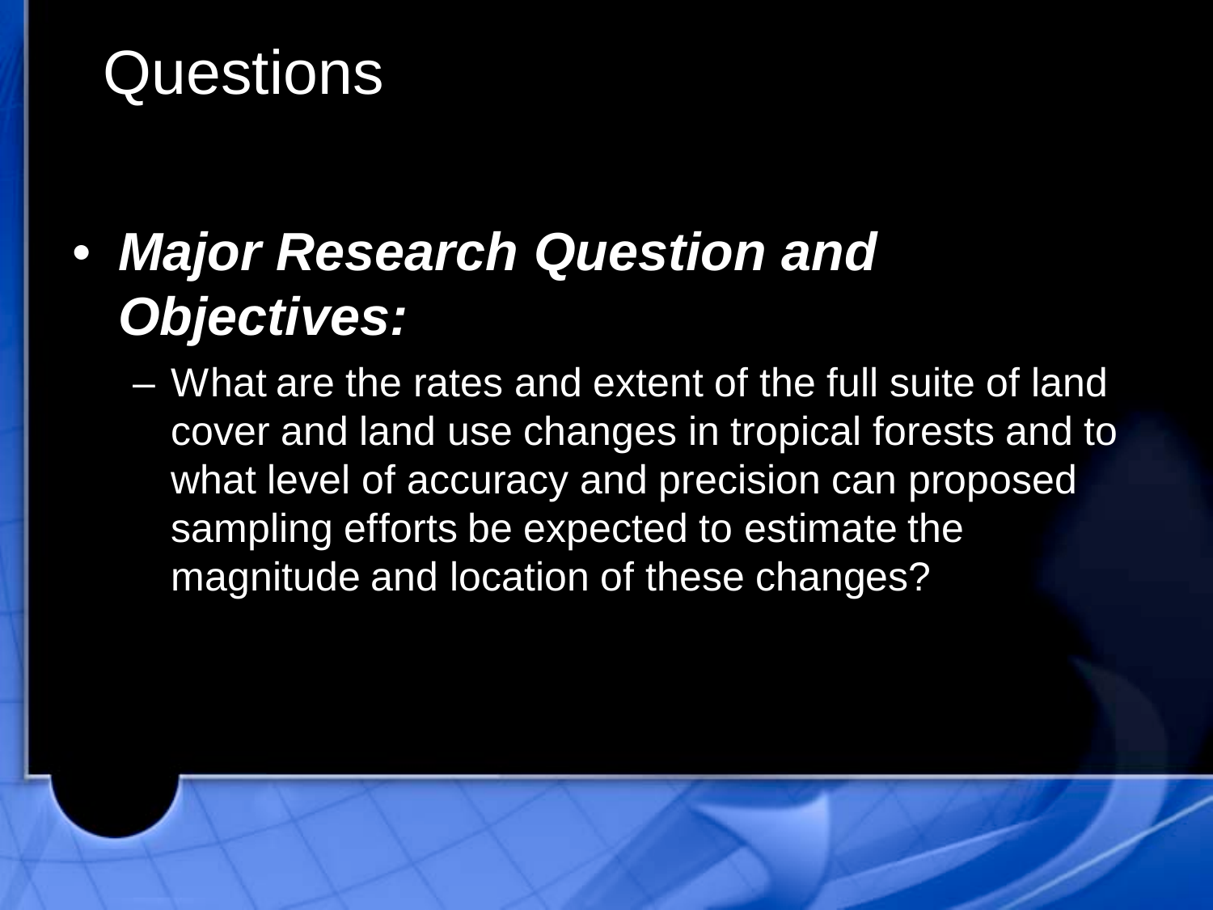# Questions

- ***Major Research Question and Objectives:***
  - What are the rates and extent of the full suite of land cover and land use changes in tropical forests and to what level of accuracy and precision can proposed sampling efforts be expected to estimate the magnitude and location of these changes?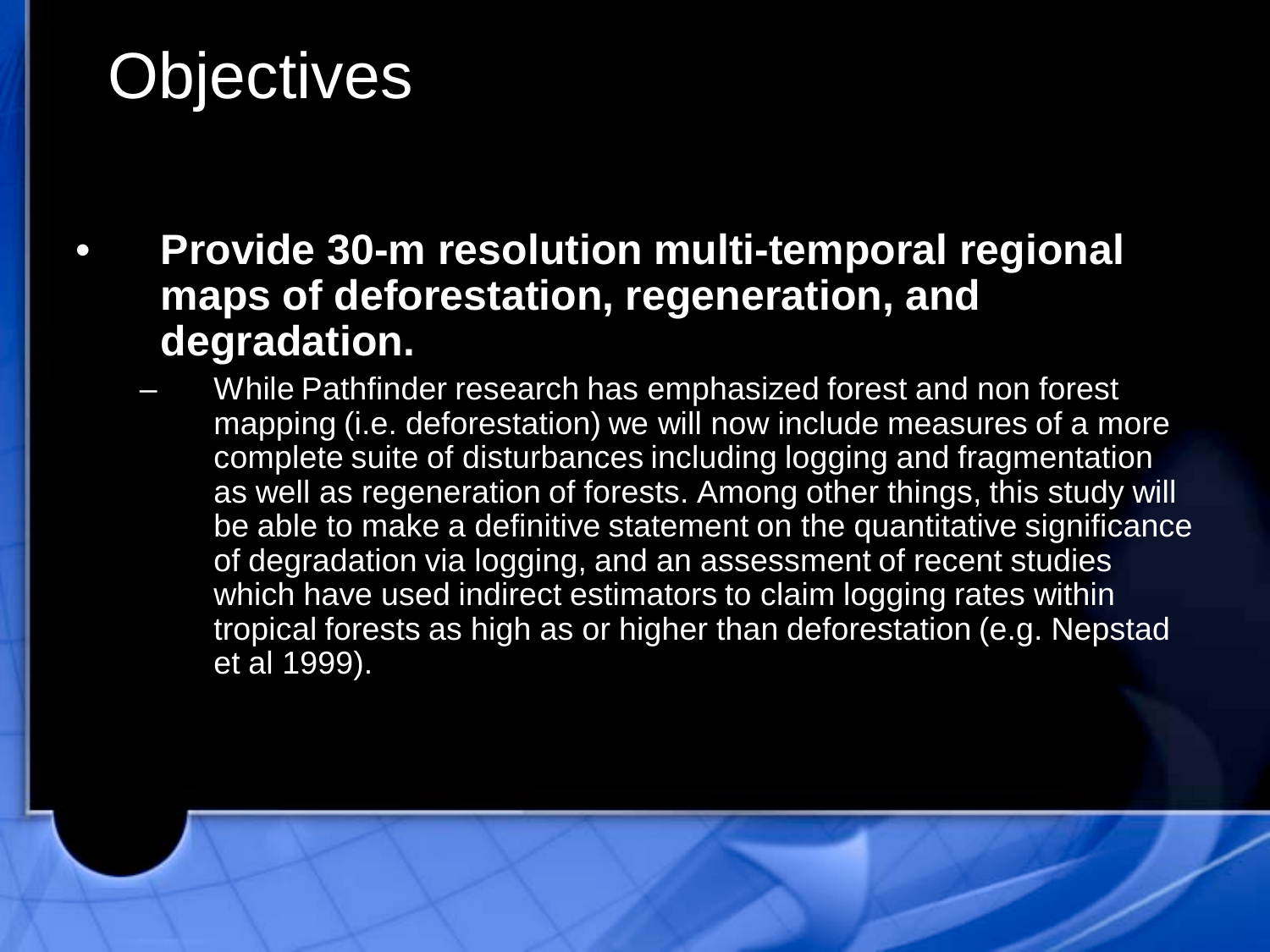# Objectives

- **Provide 30-m resolution multi-temporal regional maps of deforestation, regeneration, and degradation.**
  - While Pathfinder research has emphasized forest and non forest mapping (i.e. deforestation) we will now include measures of a more complete suite of disturbances including logging and fragmentation as well as regeneration of forests. Among other things, this study will be able to make a definitive statement on the quantitative significance of degradation via logging, and an assessment of recent studies which have used indirect estimators to claim logging rates within tropical forests as high as or higher than deforestation (e.g. Nepstad et al 1999).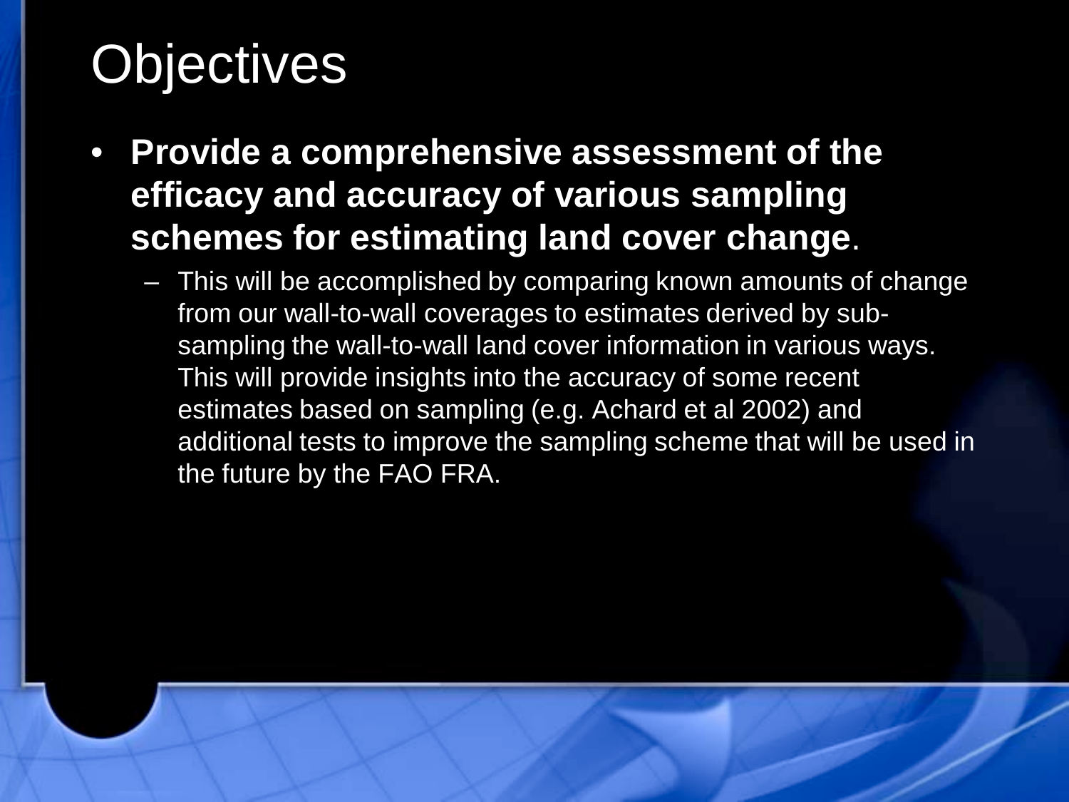# Objectives

- **Provide a comprehensive assessment of the efficacy and accuracy of various sampling schemes for estimating land cover change**.
  - This will be accomplished by comparing known amounts of change from our wall-to-wall coverages to estimates derived by sub-sampling the wall-to-wall land cover information in various ways. This will provide insights into the accuracy of some recent estimates based on sampling (e.g. Achard et al 2002) and additional tests to improve the sampling scheme that will be used in the future by the FAO FRA.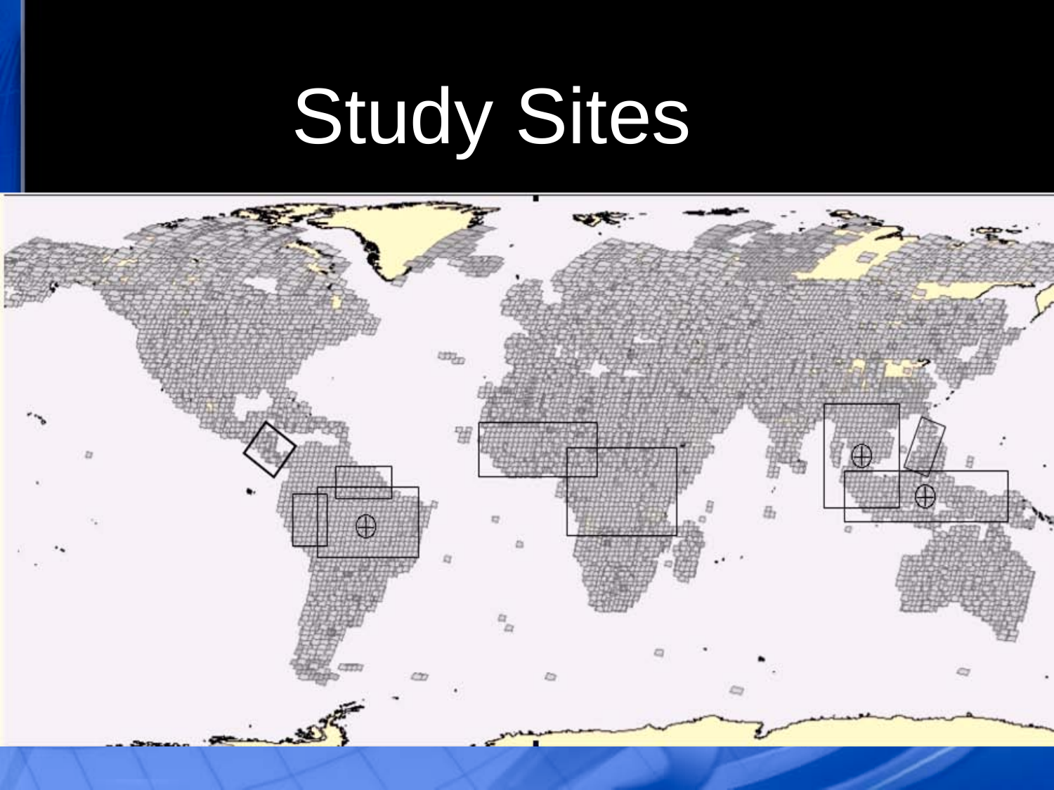# Study Sites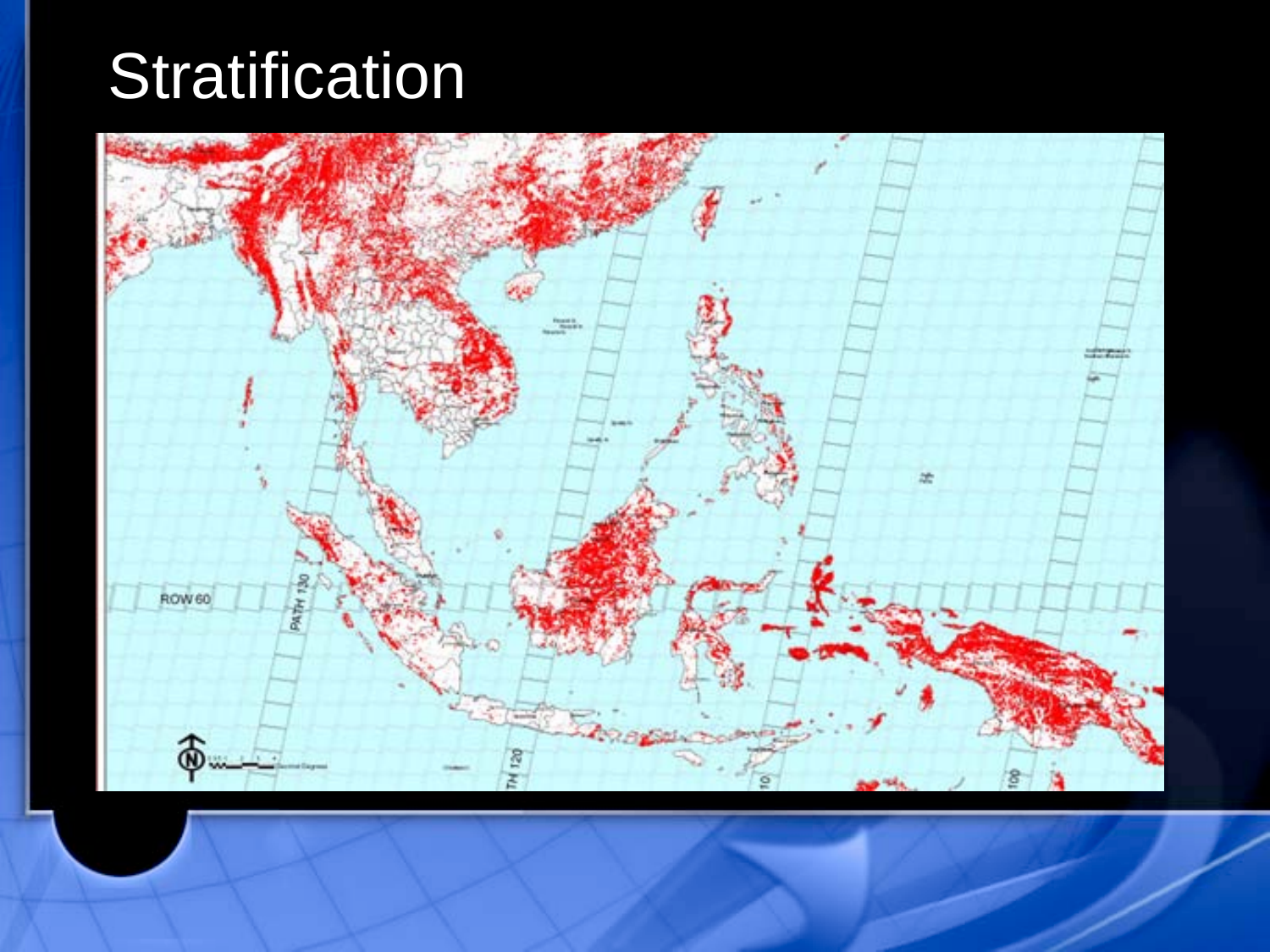# Stratification

ROW 60

PATH 130

PATH 120

110

100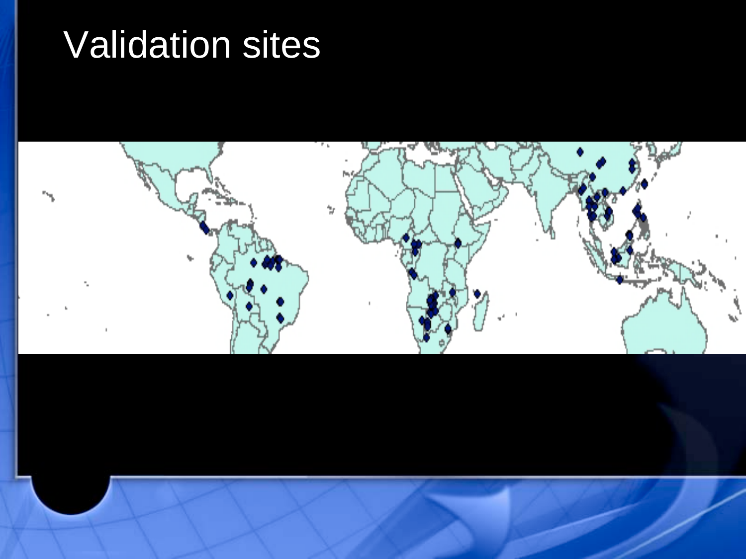# Validation sites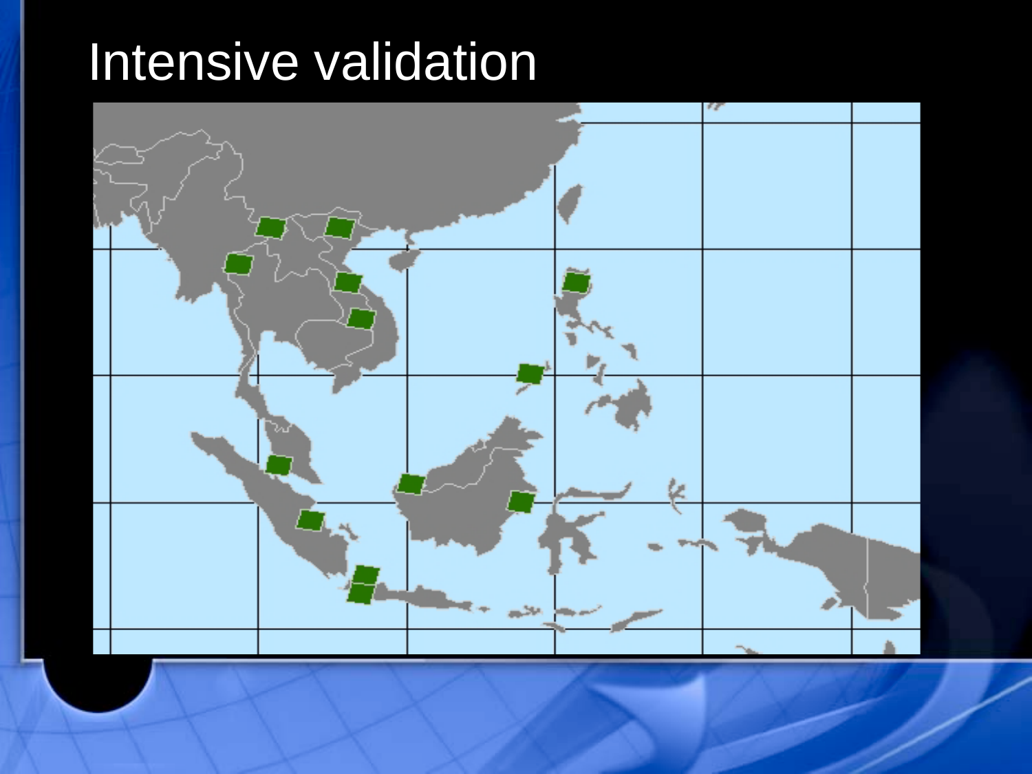# Intensive validation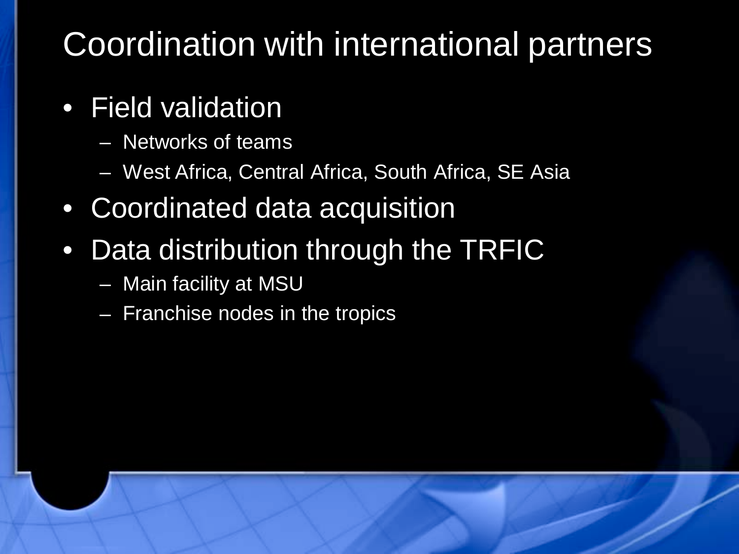# Coordination with international partners

- Field validation
  - Networks of teams
  - West Africa, Central Africa, South Africa, SE Asia
- Coordinated data acquisition
- Data distribution through the TRFIC
  - Main facility at MSU
  - Franchise nodes in the tropics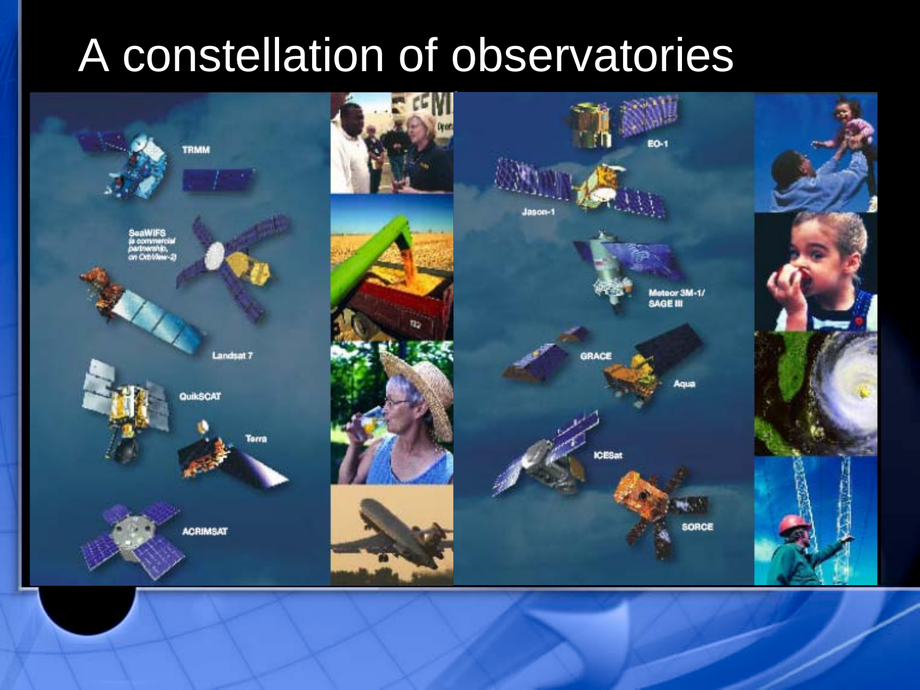# A constellation of observatories

TRMM

SeaWIFS (a commercial partnership, on OrbView-2)

Landsat 7

QuikSCAT

Terra

ACRIMSAT

EO-1

Jason-1

Meteor 3M-1/ SAGE III

GRACE

Aqua

ICESat

SORCE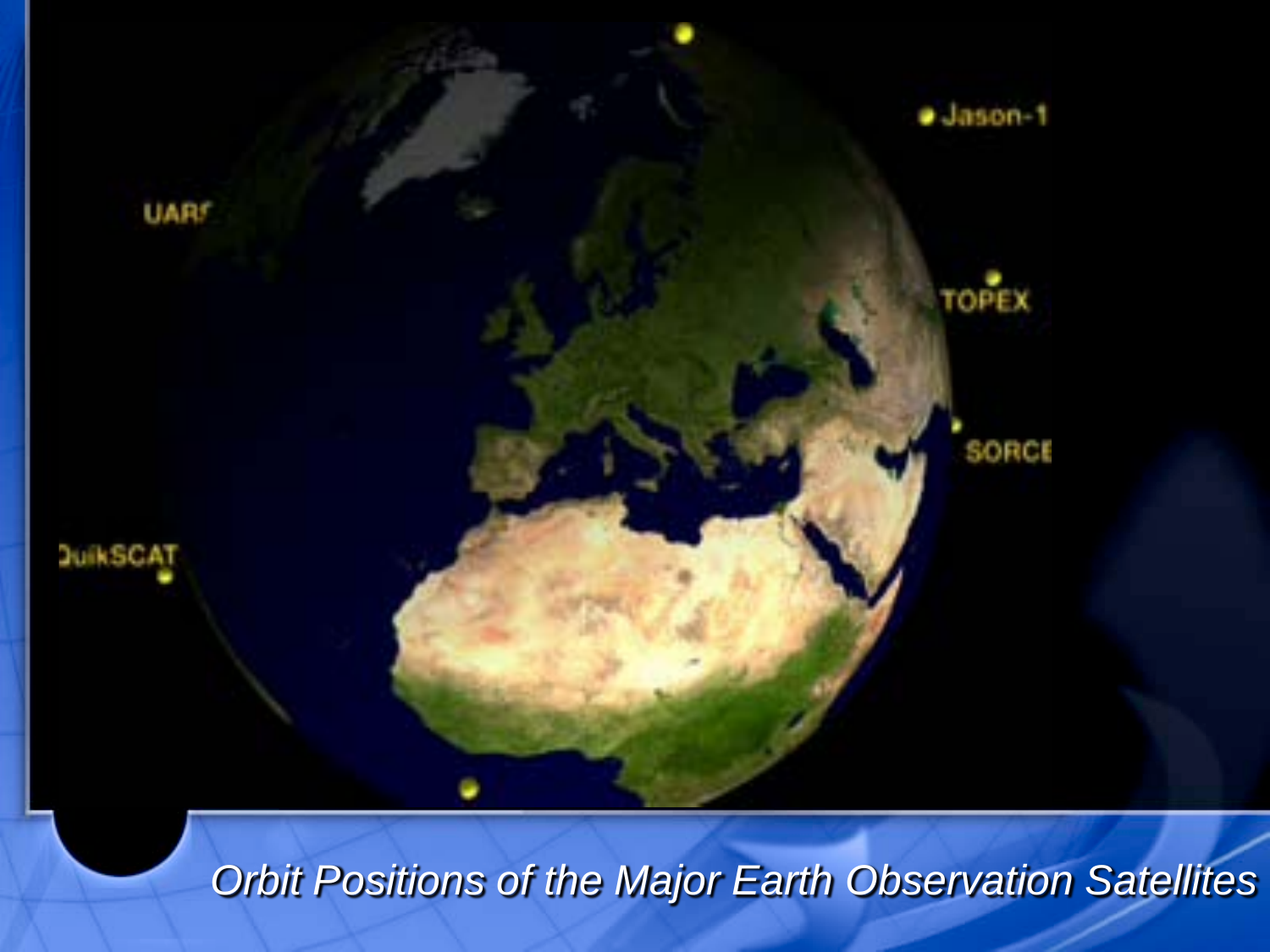*Orbit Positions of the Major Earth Observation Satellites*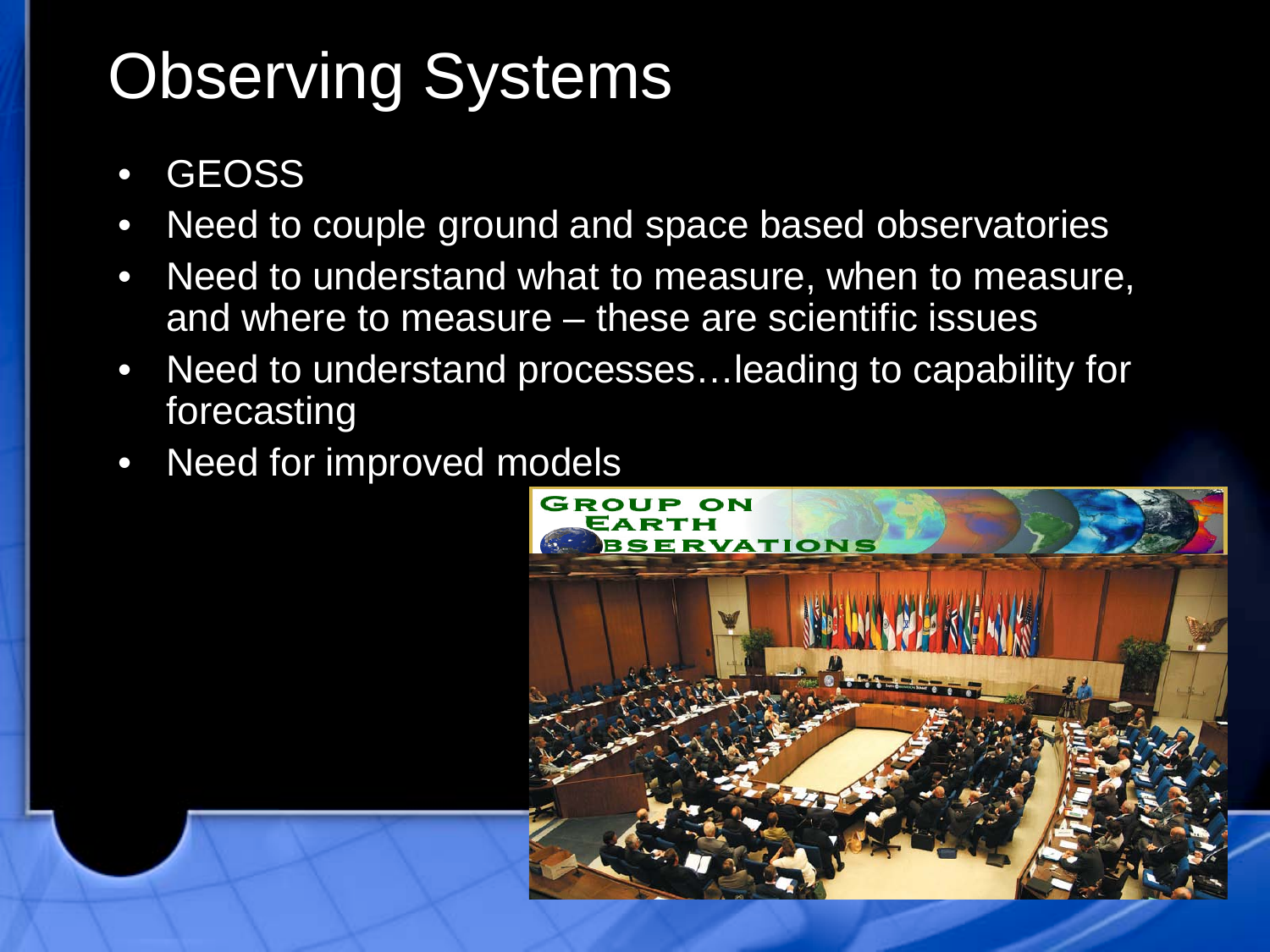# Observing Systems

- GEOSS
- Need to couple ground and space based observatories
- Need to understand what to measure, when to measure, and where to measure – these are scientific issues
- Need to understand processes…leading to capability for forecasting
- Need for improved models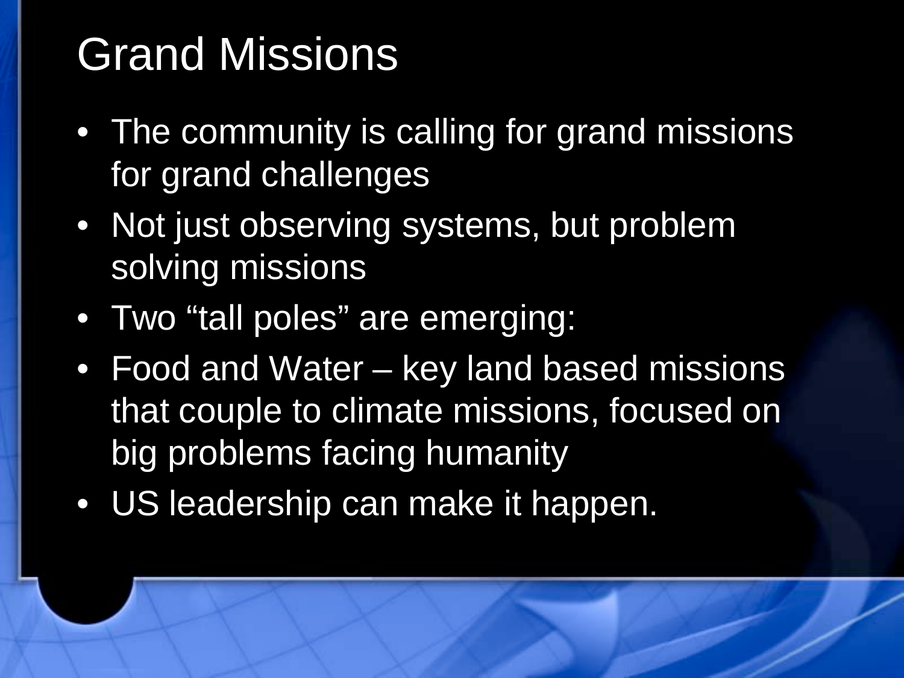# Grand Missions

- The community is calling for grand missions for grand challenges
- Not just observing systems, but problem solving missions
- Two “tall poles” are emerging:
- Food and Water – key land based missions that couple to climate missions, focused on big problems facing humanity
- US leadership can make it happen.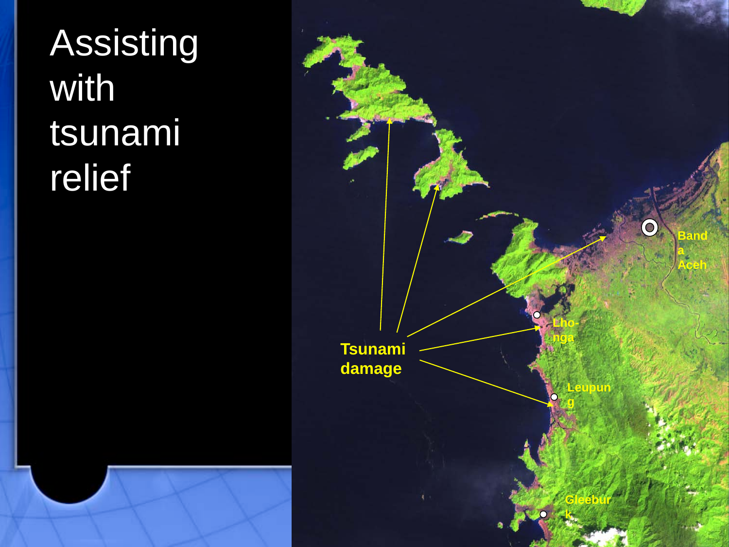# Assisting with tsunami relief

Tsunami damage

Banda Aceh

Lho-nga

Leupung

Gleebruk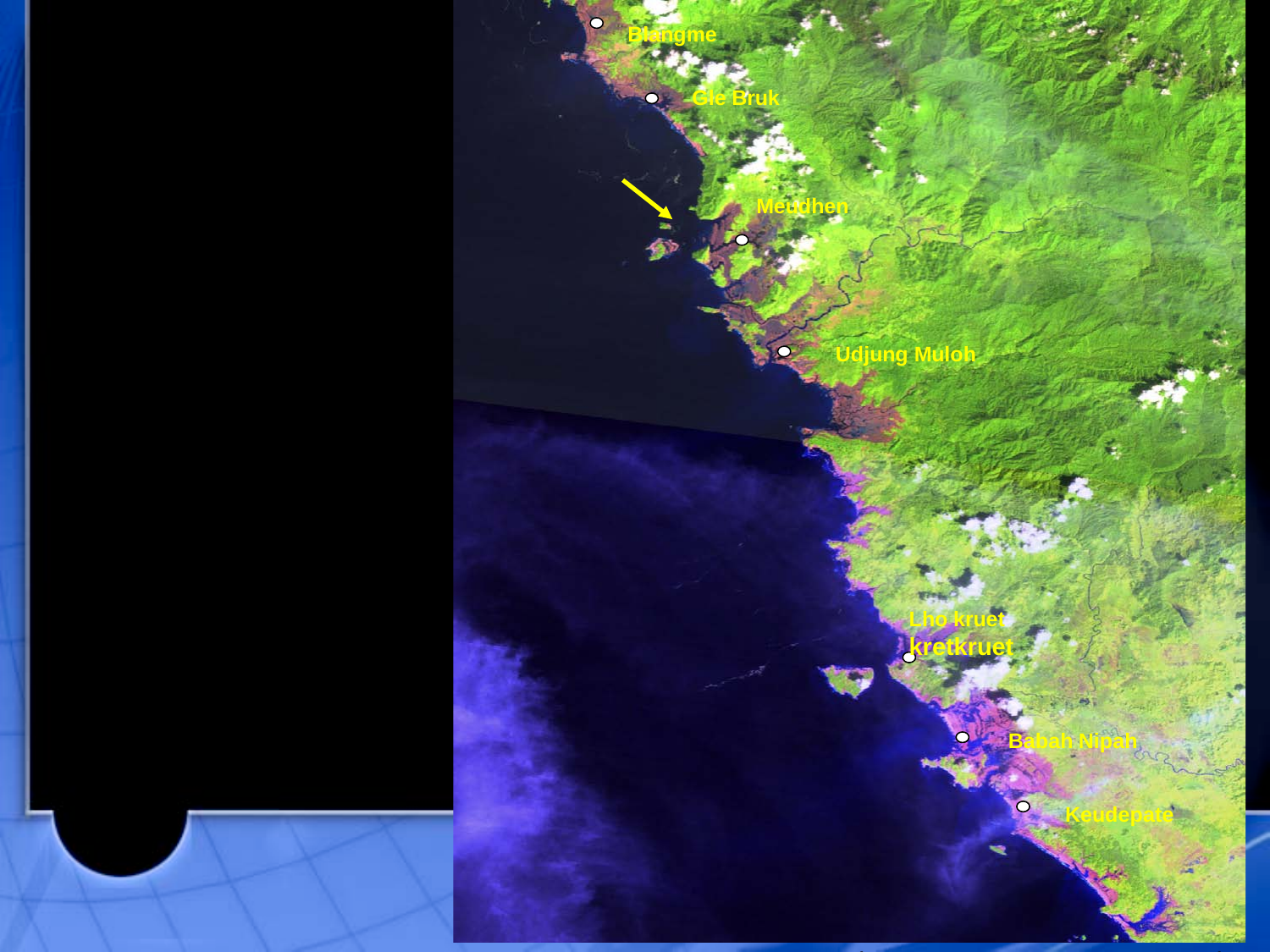Blangme

Gle Bruk

Meudhen

Udjung Muloh

Lho kruet

kretkruet

Babah Nipah

Keudepate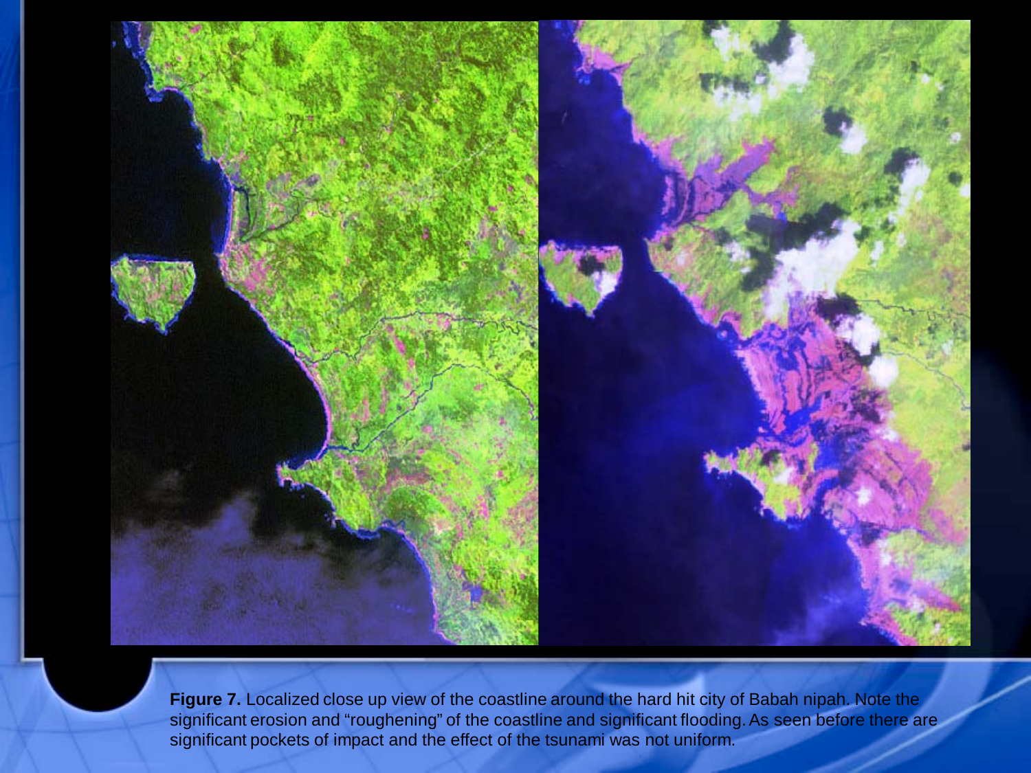**Figure 7.** Localized close up view of the coastline around the hard hit city of Babah nipah. Note the significant erosion and "roughening" of the coastline and significant flooding. As seen before there are significant pockets of impact and the effect of the tsunami was not uniform.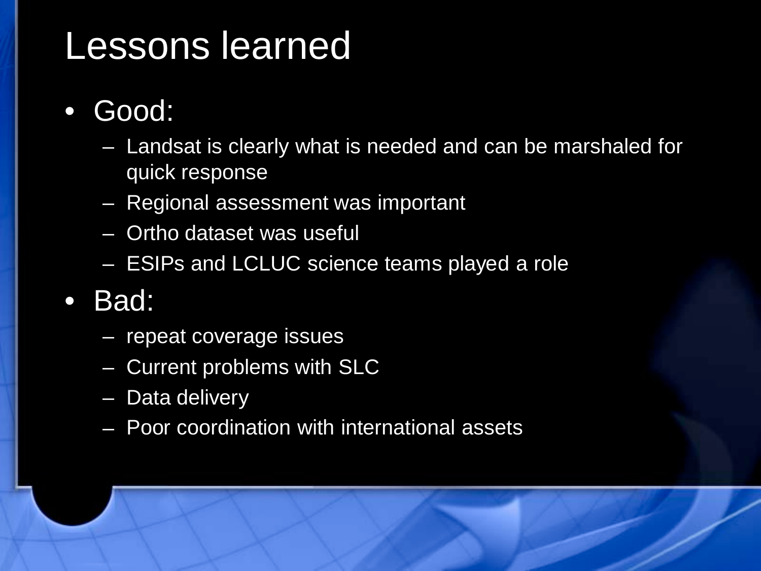# Lessons learned

- Good:
  - Landsat is clearly what is needed and can be marshaled for quick response
  - Regional assessment was important
  - Ortho dataset was useful
  - ESIPs and LCLUC science teams played a role
- Bad:
  - repeat coverage issues
  - Current problems with SLC
  - Data delivery
  - Poor coordination with international assets